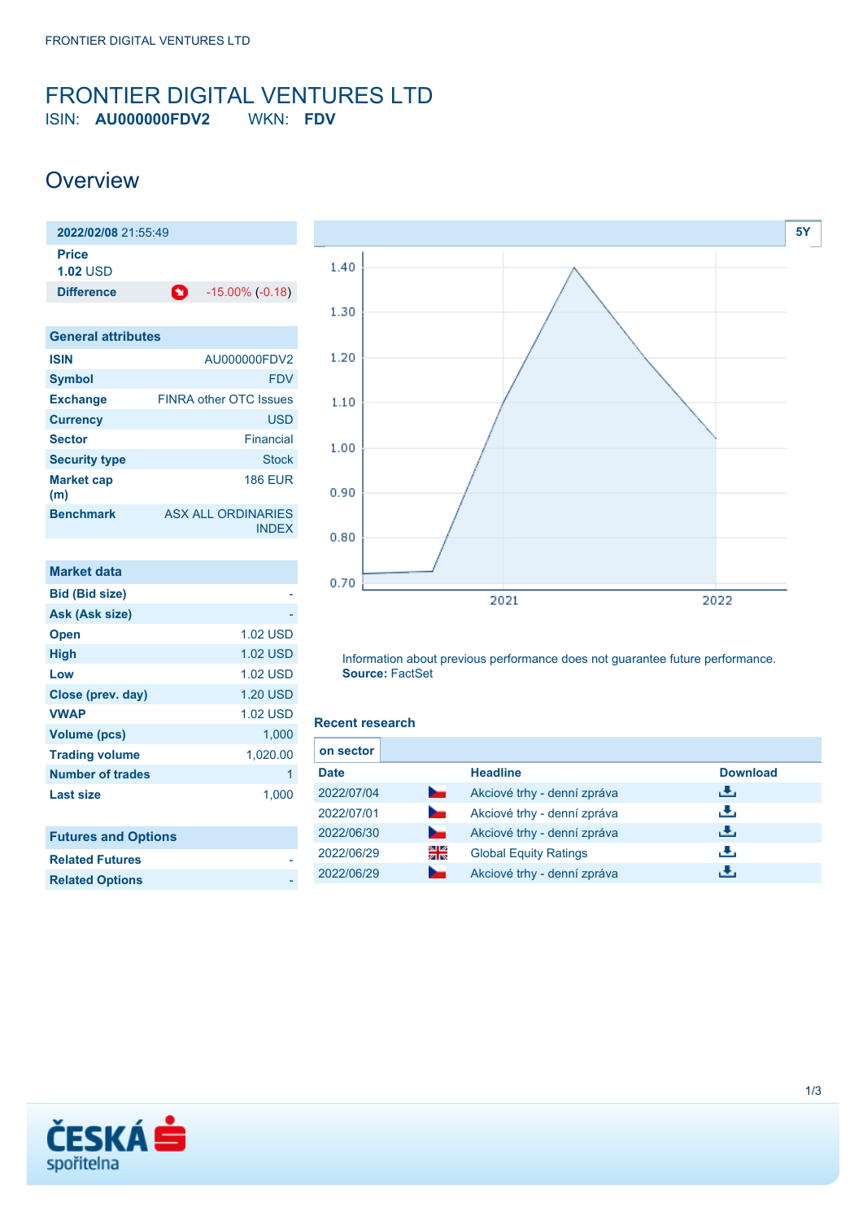# FRONTIER DIGITAL VENTURES LTD

ISIN: **AU000000FDV2** WKN: **FDV**

## Overview

| **2022/02/08** 21:55:49 | |
|---|---|
| **Price** | |
| **1.02** USD | |
| **Difference** | -15.00% (-0.18) |

| General attributes | |
|---|---|
| **ISIN** | AU000000FDV2 |
| **Symbol** | FDV |
| **Exchange** | FINRA other OTC Issues |
| **Currency** | USD |
| **Sector** | Financial |
| **Security type** | Stock |
| **Market cap (m)** | 186 EUR |
| **Benchmark** | ASX ALL ORDINARIES INDEX |

| Market data | |
|---|---|
| **Bid (Bid size)** | - |
| **Ask (Ask size)** | - |
| **Open** | 1.02 USD |
| **High** | 1.02 USD |
| **Low** | 1.02 USD |
| **Close (prev. day)** | 1.20 USD |
| **VWAP** | 1.02 USD |
| **Volume (pcs)** | 1,000 |
| **Trading volume** | 1,020.00 |
| **Number of trades** | 1 |
| **Last size** | 1,000 |

| Futures and Options | |
|---|---|
| **Related Futures** | - |
| **Related Options** | - |

Information about previous performance does not guarantee future performance.
**Source:** FactSet

### Recent research

**on sector**

| Date | | Headline | Download |
|---|---|---|---|
| 2022/07/04 | | Akciové trhy - denní zpráva | |
| 2022/07/01 | | Akciové trhy - denní zpráva | |
| 2022/06/30 | | Akciové trhy - denní zpráva | |
| 2022/06/29 | | Global Equity Ratings | |
| 2022/06/29 | | Akciové trhy - denní zpráva | |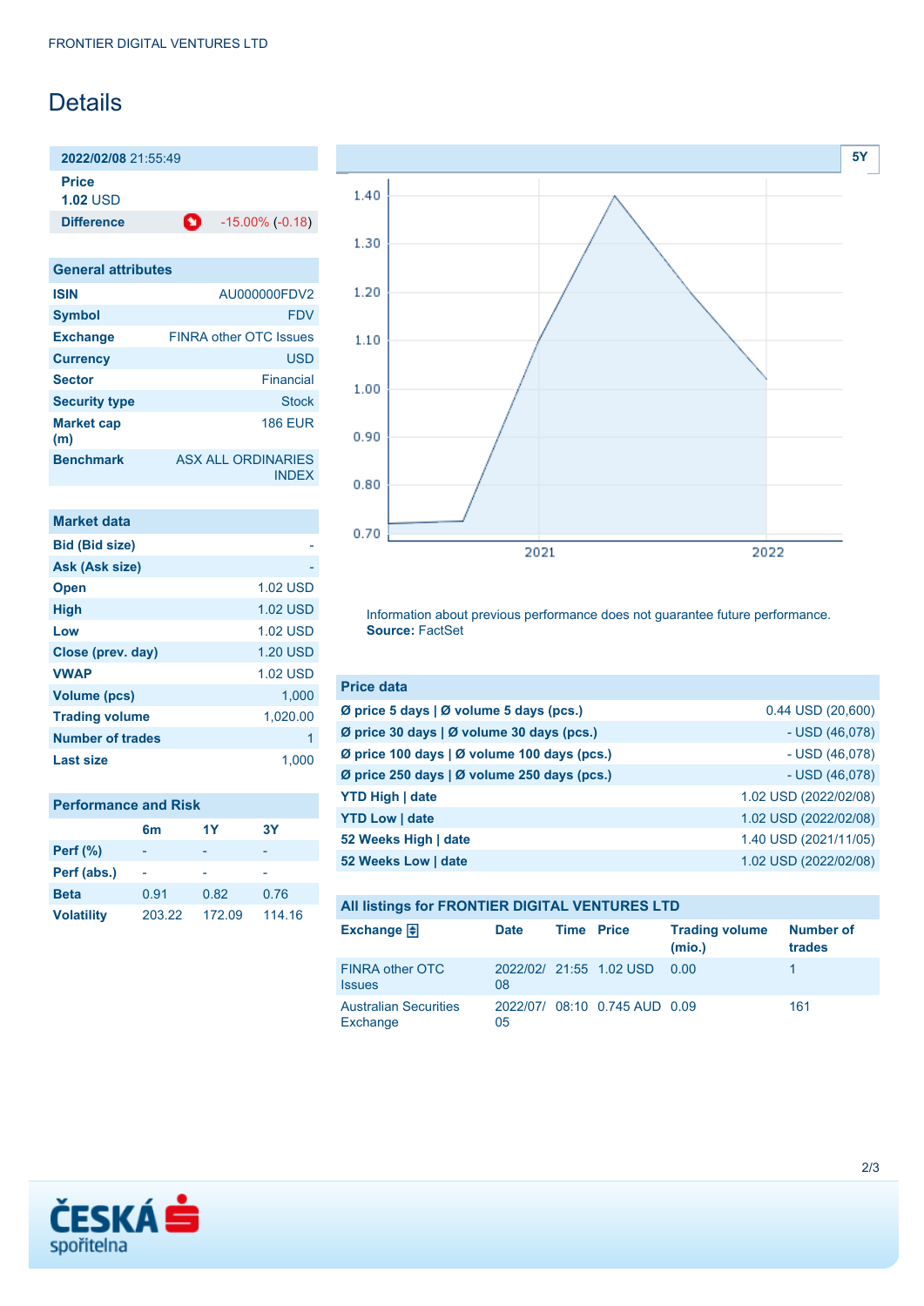# Details

| 2022/02/08 21:55:49 | |
|---|---|
| **Price** | **1.02** USD |
| **Difference** | -15.00% (-0.18) |

| General attributes | |
|---|---|
| **ISIN** | AU000000FDV2 |
| **Symbol** | FDV |
| **Exchange** | FINRA other OTC Issues |
| **Currency** | USD |
| **Sector** | Financial |
| **Security type** | Stock |
| **Market cap (m)** | 186 EUR |
| **Benchmark** | ASX ALL ORDINARIES INDEX |

| Market data | |
|---|---|
| **Bid (Bid size)** | - |
| **Ask (Ask size)** | - |
| **Open** | 1.02 USD |
| **High** | 1.02 USD |
| **Low** | 1.02 USD |
| **Close (prev. day)** | 1.20 USD |
| **VWAP** | 1.02 USD |
| **Volume (pcs)** | 1,000 |
| **Trading volume** | 1,020.00 |
| **Number of trades** | 1 |
| **Last size** | 1,000 |

**Performance and Risk**

| | 6m | 1Y | 3Y |
|---|---|---|---|
| **Perf (%)** | - | - | - |
| **Perf (abs.)** | - | - | - |
| **Beta** | 0.91 | 0.82 | 0.76 |
| **Volatility** | 203.22 | 172.09 | 114.16 |

Information about previous performance does not guarantee future performance.
**Source:** FactSet

| Price data | |
|---|---|
| **Ø price 5 days \| Ø volume 5 days (pcs.)** | 0.44 USD (20,600) |
| **Ø price 30 days \| Ø volume 30 days (pcs.)** | - USD (46,078) |
| **Ø price 100 days \| Ø volume 100 days (pcs.)** | - USD (46,078) |
| **Ø price 250 days \| Ø volume 250 days (pcs.)** | - USD (46,078) |
| **YTD High \| date** | 1.02 USD (2022/02/08) |
| **YTD Low \| date** | 1.02 USD (2022/02/08) |
| **52 Weeks High \| date** | 1.40 USD (2021/11/05) |
| **52 Weeks Low \| date** | 1.02 USD (2022/02/08) |

**All listings for FRONTIER DIGITAL VENTURES LTD**

| Exchange | Date | Time | Price | Trading volume (mio.) | Number of trades |
|---|---|---|---|---|---|
| FINRA other OTC Issues | 2022/02/08 | 21:55 | 1.02 USD | 0.00 | 1 |
| Australian Securities Exchange | 2022/07/05 | 08:10 | 0.745 AUD | 0.09 | 161 |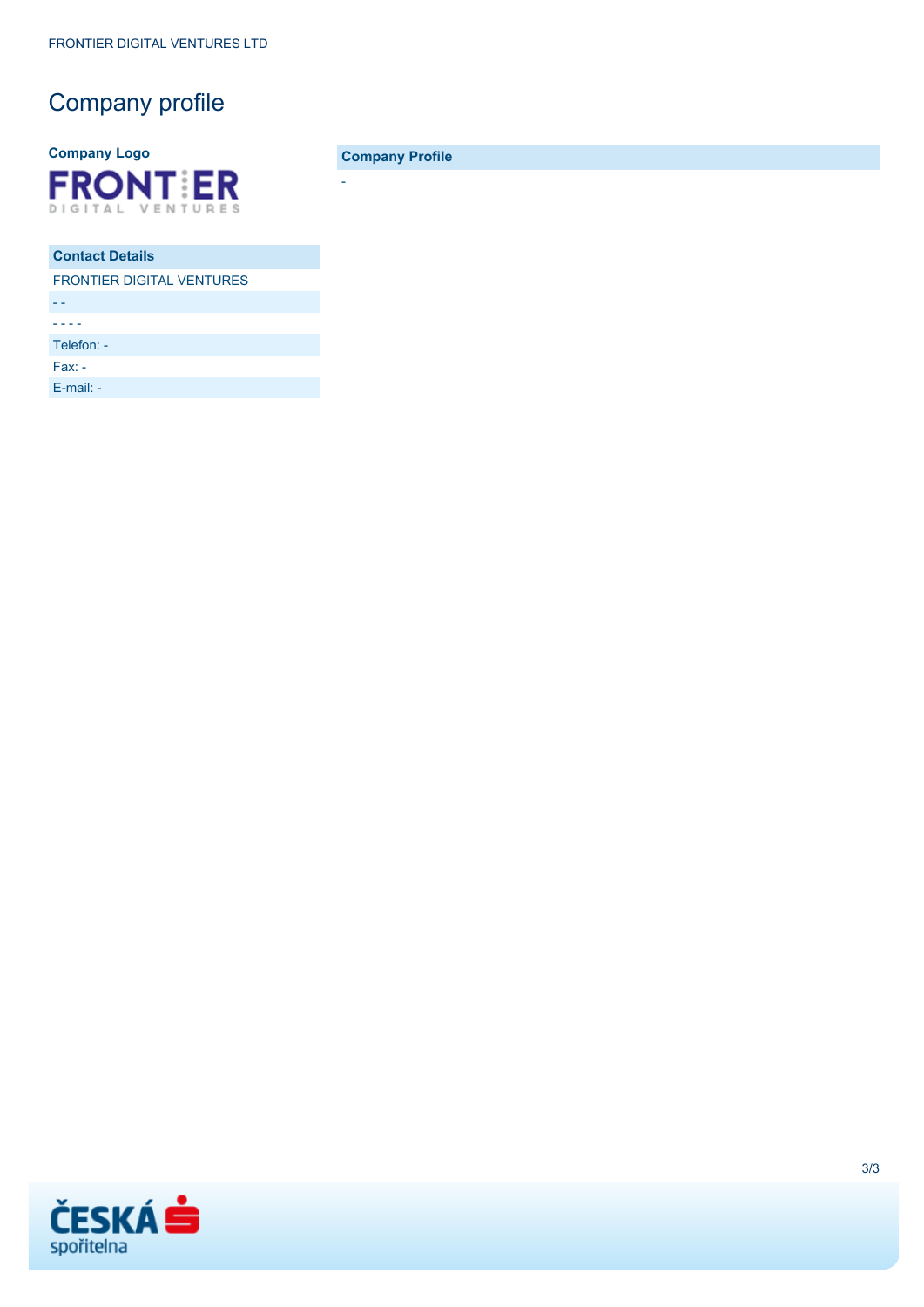# Company profile

**Company Logo**

| Contact Details |
| --- |
| FRONTIER DIGITAL VENTURES |
| - - |
| - - - - |
| Telefon: - |
| Fax: - |
| E-mail: - |

| Company Profile |
| --- |
| - |